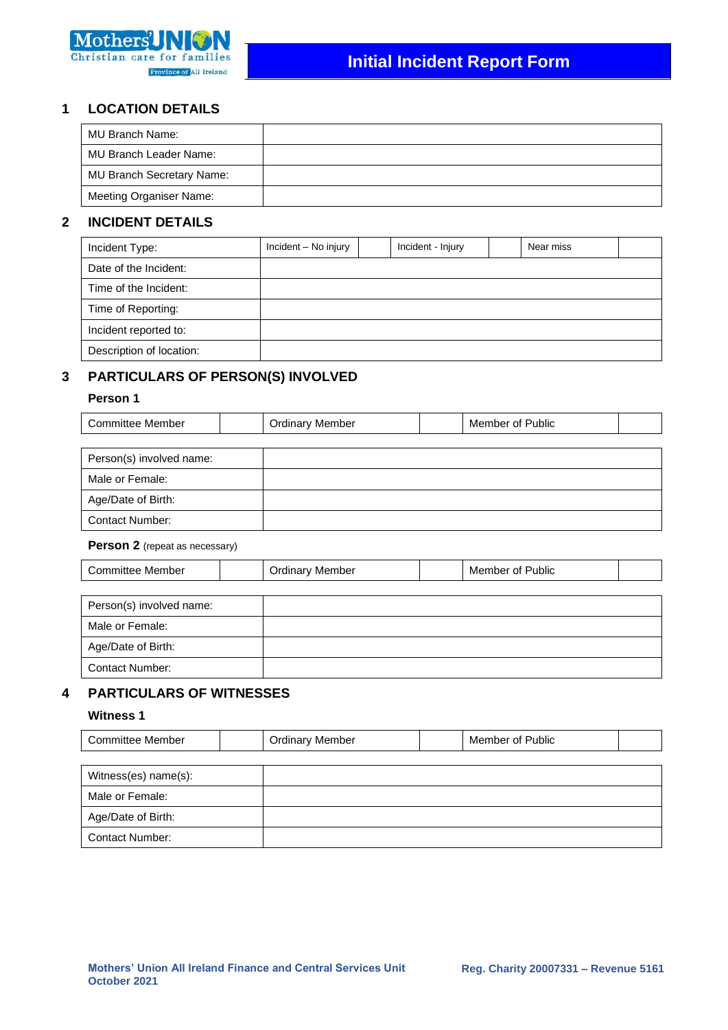# Initial Incident Report Form

## 1 LOCATION DETAILS

| | |
|---|---|
| MU Branch Name: | |
| MU Branch Leader Name: | |
| MU Branch Secretary Name: | |
| Meeting Organiser Name: | |

## 2 INCIDENT DETAILS

| | | | | | | |
|---|---|---|---|---|---|---|
| Incident Type: | Incident – No injury | | Incident - Injury | | Near miss | |
| Date of the Incident: | | | | | | |
| Time of the Incident: | | | | | | |
| Time of Reporting: | | | | | | |
| Incident reported to: | | | | | | |
| Description of location: | | | | | | |

## 3 PARTICULARS OF PERSON(S) INVOLVED

**Person 1**

| | | | | | |
|---|---|---|---|---|---|
| Committee Member | | Ordinary Member | | Member of Public | |

| | |
|---|---|
| Person(s) involved name: | |
| Male or Female: | |
| Age/Date of Birth: | |
| Contact Number: | |

**Person 2** (repeat as necessary)

| | | | | | |
|---|---|---|---|---|---|
| Committee Member | | Ordinary Member | | Member of Public | |

| | |
|---|---|
| Person(s) involved name: | |
| Male or Female: | |
| Age/Date of Birth: | |
| Contact Number: | |

## 4 PARTICULARS OF WITNESSES

**Witness 1**

| | | | | | |
|---|---|---|---|---|---|
| Committee Member | | Ordinary Member | | Member of Public | |

| | |
|---|---|
| Witness(es) name(s): | |
| Male or Female: | |
| Age/Date of Birth: | |
| Contact Number: | |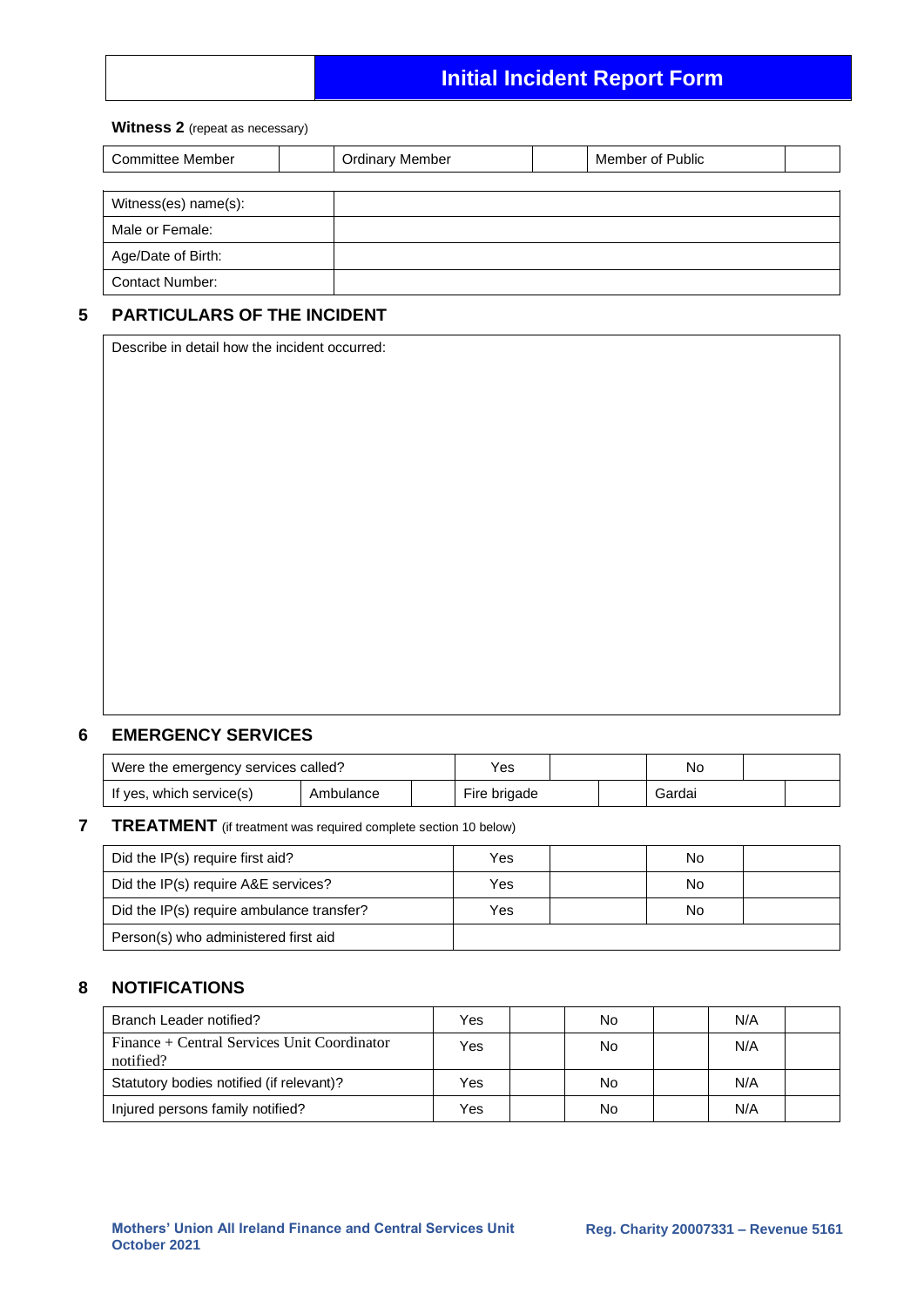# Initial Incident Report Form

**Witness 2** (repeat as necessary)

| Committee Member | | Ordinary Member | | Member of Public | |
|---|---|---|---|---|---|

| Witness(es) name(s): | |
|---|---|
| Male or Female: | |
| Age/Date of Birth: | |
| Contact Number: | |

## 5 PARTICULARS OF THE INCIDENT

Describe in detail how the incident occurred:

## 6 EMERGENCY SERVICES

| Were the emergency services called? | | | Yes | | No | |
|---|---|---|---|---|---|---|
| If yes, which service(s) | Ambulance | | Fire brigade | | Gardai | |

## 7 TREATMENT (if treatment was required complete section 10 below)

| Did the IP(s) require first aid? | Yes | | No | |
|---|---|---|---|---|
| Did the IP(s) require A&E services? | Yes | | No | |
| Did the IP(s) require ambulance transfer? | Yes | | No | |
| Person(s) who administered first aid | | | | |

## 8 NOTIFICATIONS

| Branch Leader notified? | Yes | | No | | N/A | |
|---|---|---|---|---|---|---|
| Finance + Central Services Unit Coordinator notified? | Yes | | No | | N/A | |
| Statutory bodies notified (if relevant)? | Yes | | No | | N/A | |
| Injured persons family notified? | Yes | | No | | N/A | |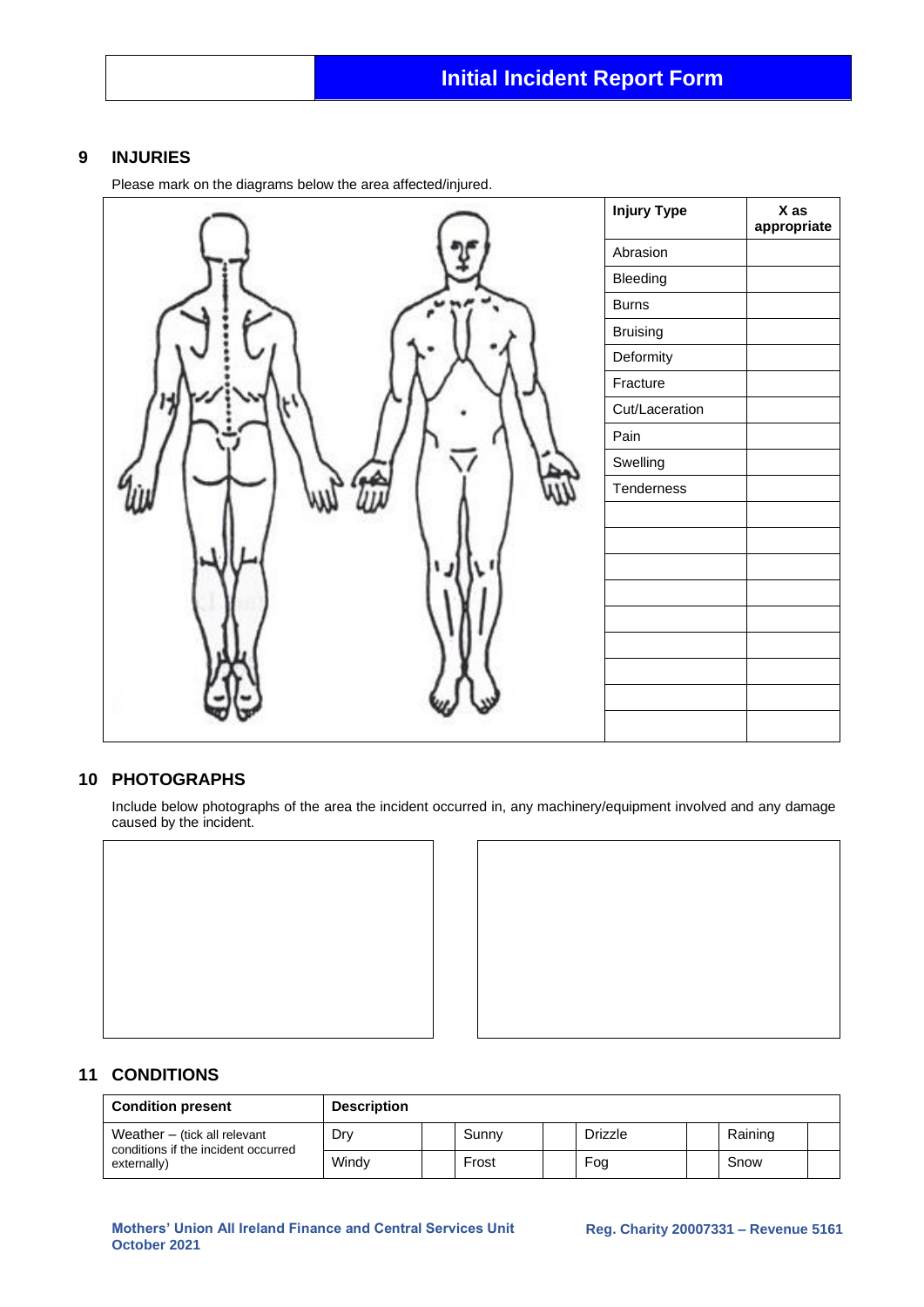# Initial Incident Report Form

## 9 INJURIES

Please mark on the diagrams below the area affected/injured.

| Injury Type | X as appropriate |
| --- | --- |
| Abrasion | |
| Bleeding | |
| Burns | |
| Bruising | |
| Deformity | |
| Fracture | |
| Cut/Laceration | |
| Pain | |
| Swelling | |
| Tenderness | |
| | |
| | |
| | |
| | |
| | |
| | |
| | |
| | |
| | |

## 10 PHOTOGRAPHS

Include below photographs of the area the incident occurred in, any machinery/equipment involved and any damage caused by the incident.

## 11 CONDITIONS

| Condition present | Description | | | | | | | |
| --- | --- | --- | --- | --- | --- | --- | --- | --- |
| Weather – (tick all relevant conditions if the incident occurred externally) | Dry | | Sunny | | Drizzle | | Raining | |
| | Windy | | Frost | | Fog | | Snow | |

Mothers' Union All Ireland Finance and Central Services Unit
October 2021

Reg. Charity 20007331 – Revenue 5161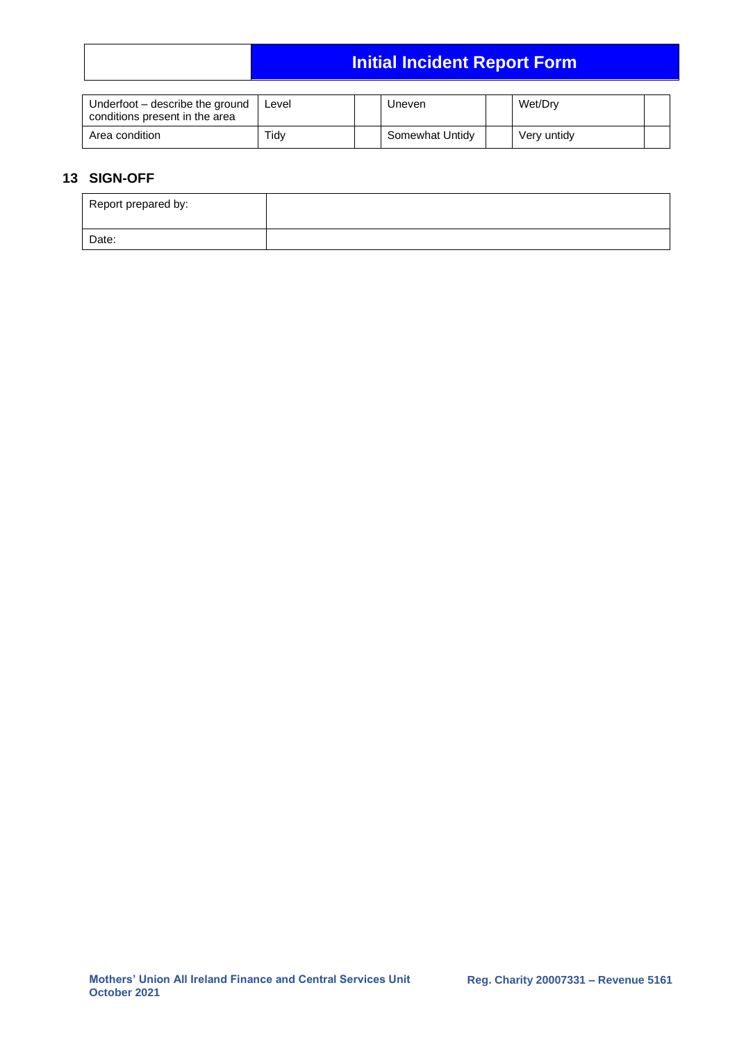| | | | | | | |
|---|---|---|---|---|---|---|
| Underfoot – describe the ground conditions present in the area | Level | | Uneven | | Wet/Dry | |
| Area condition | Tidy | | Somewhat Untidy | | Very untidy | |

## 13 SIGN-OFF

| | |
|---|---|
| Report prepared by: | |
| Date: | |